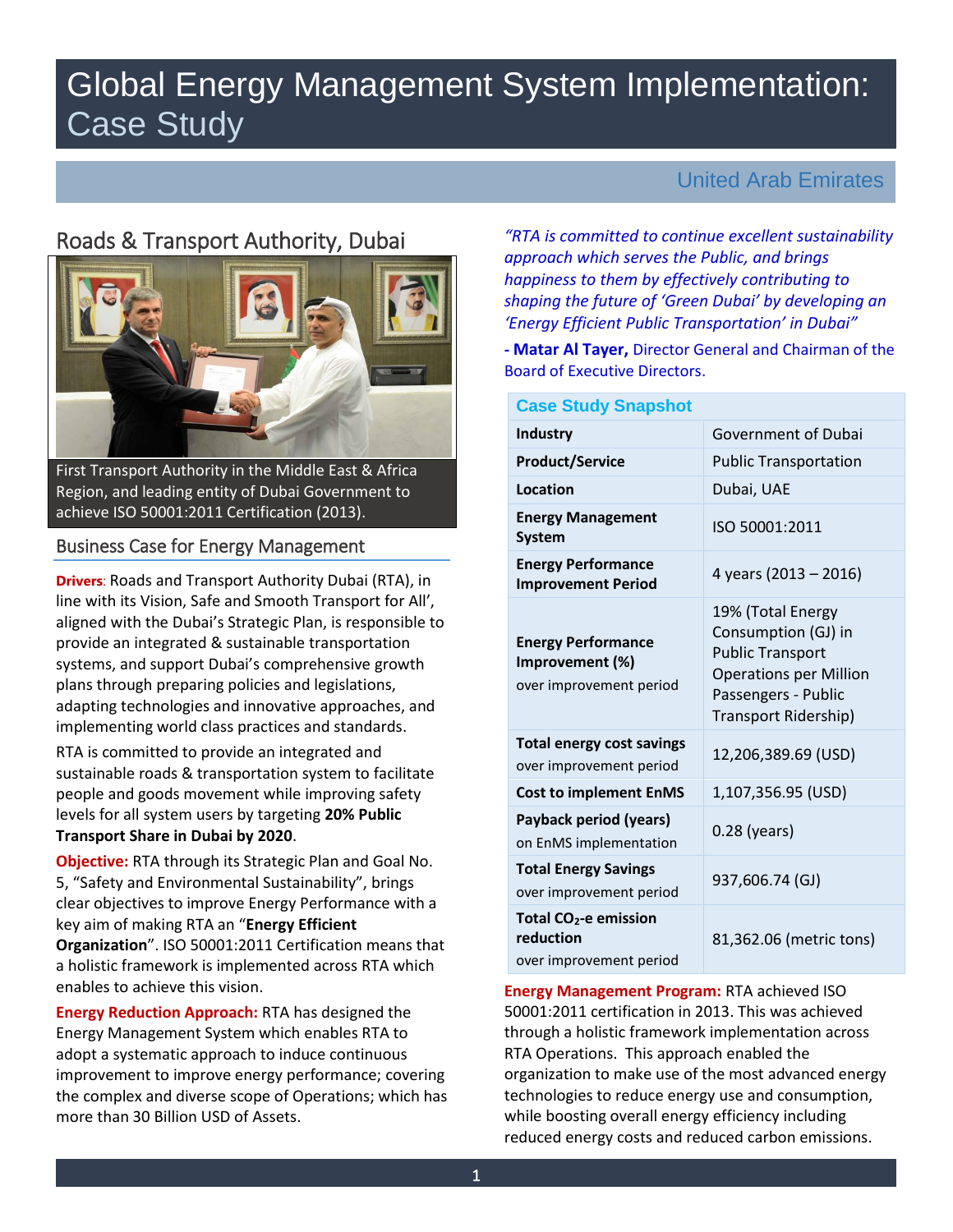# Global Energy Management System Implementation: Case Study

United Arab Emirates

## Roads & Transport Authority, Dubai

First Transport Authority in the Middle East & Africa Region, and leading entity of Dubai Government to achieve ISO 50001:2011 Certification (2013).

### Business Case for Energy Management

**Drivers**: Roads and Transport Authority Dubai (RTA), in line with its Vision, Safe and Smooth Transport for All', aligned with the Dubai's Strategic Plan, is responsible to provide an integrated & sustainable transportation systems, and support Dubai's comprehensive growth plans through preparing policies and legislations, adapting technologies and innovative approaches, and implementing world class practices and standards.

RTA is committed to provide an integrated and sustainable roads & transportation system to facilitate people and goods movement while improving safety levels for all system users by targeting **20% Public Transport Share in Dubai by 2020**.

**Objective:** RTA through its Strategic Plan and Goal No. 5, "Safety and Environmental Sustainability", brings clear objectives to improve Energy Performance with a key aim of making RTA an "**Energy Efficient Organization**". ISO 50001:2011 Certification means that a holistic framework is implemented across RTA which enables to achieve this vision.

**Energy Reduction Approach:** RTA has designed the Energy Management System which enables RTA to adopt a systematic approach to induce continuous improvement to improve energy performance; covering the complex and diverse scope of Operations; which has more than 30 Billion USD of Assets.

*"RTA is committed to continue excellent sustainability approach which serves the Public, and brings happiness to them by effectively contributing to shaping the future of 'Green Dubai' by developing an 'Energy Efficient Public Transportation' in Dubai"*

**- Matar Al Tayer,** Director General and Chairman of the Board of Executive Directors.

| Case Study Snapshot | |
|---|---|
| **Industry** | Government of Dubai |
| **Product/Service** | Public Transportation |
| **Location** | Dubai, UAE |
| **Energy Management System** | ISO 50001:2011 |
| **Energy Performance Improvement Period** | 4 years (2013 – 2016) |
| **Energy Performance Improvement (%)** over improvement period | 19% (Total Energy Consumption (GJ) in Public Transport Operations per Million Passengers - Public Transport Ridership) |
| **Total energy cost savings** over improvement period | 12,206,389.69 (USD) |
| **Cost to implement EnMS** | 1,107,356.95 (USD) |
| **Payback period (years)** on EnMS implementation | 0.28 (years) |
| **Total Energy Savings** over improvement period | 937,606.74 (GJ) |
| **Total $CO_2$-e emission reduction** over improvement period | 81,362.06 (metric tons) |

**Energy Management Program:** RTA achieved ISO 50001:2011 certification in 2013. This was achieved through a holistic framework implementation across RTA Operations. This approach enabled the organization to make use of the most advanced energy technologies to reduce energy use and consumption, while boosting overall energy efficiency including reduced energy costs and reduced carbon emissions.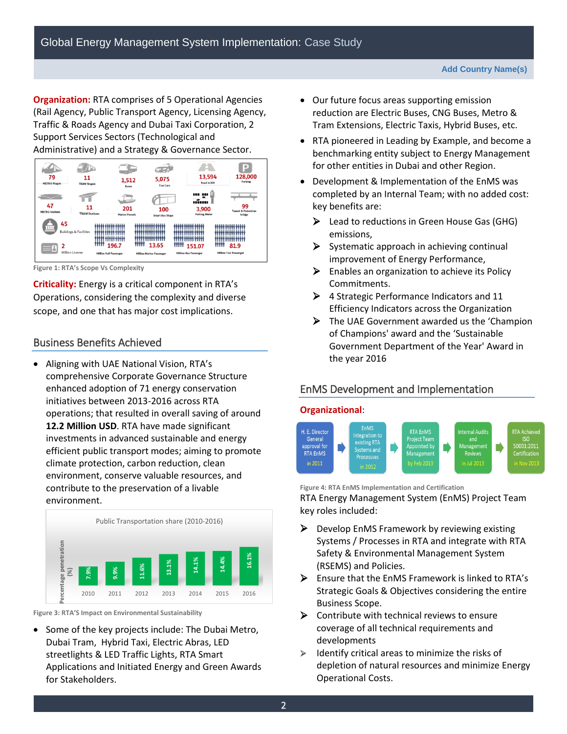**Organization:** RTA comprises of 5 Operational Agencies (Rail Agency, Public Transport Agency, Licensing Agency, Traffic & Roads Agency and Dubai Taxi Corporation, 2 Support Services Sectors (Technological and Administrative) and a Strategy & Governance Sector.

Figure 1: RTA's Scope Vs Complexity

**Criticality:** Energy is a critical component in RTA's Operations, considering the complexity and diverse scope, and one that has major cost implications.

## Business Benefits Achieved

- Aligning with UAE National Vision, RTA's comprehensive Corporate Governance Structure enhanced adoption of 71 energy conservation initiatives between 2013-2016 across RTA operations; that resulted in overall saving of around **12.2 Million USD**. RTA have made significant investments in advanced sustainable and energy efficient public transport modes; aiming to promote climate protection, carbon reduction, clean environment, conserve valuable resources, and contribute to the preservation of a livable environment.

Figure 3: RTA'S Impact on Environmental Sustainability

- Some of the key projects include: The Dubai Metro, Dubai Tram, Hybrid Taxi, Electric Abras, LED streetlights & LED Traffic Lights, RTA Smart Applications and Initiated Energy and Green Awards for Stakeholders.
- Our future focus areas supporting emission reduction are Electric Buses, CNG Buses, Metro & Tram Extensions, Electric Taxis, Hybrid Buses, etc.
- RTA pioneered in Leading by Example, and become a benchmarking entity subject to Energy Management for other entities in Dubai and other Region.
- Development & Implementation of the EnMS was completed by an Internal Team; with no added cost: key benefits are:
  - Lead to reductions in Green House Gas (GHG) emissions,
  - Systematic approach in achieving continual improvement of Energy Performance,
  - Enables an organization to achieve its Policy Commitments.
  - 4 Strategic Performance Indicators and 11 Efficiency Indicators across the Organization
  - The UAE Government awarded us the 'Champion of Champions' award and the 'Sustainable Government Department of the Year' Award in the year 2016

## EnMS Development and Implementation

**Organizational:**

Figure 4: RTA EnMS Implementation and Certification

RTA Energy Management System (EnMS) Project Team key roles included:

- Develop EnMS Framework by reviewing existing Systems / Processes in RTA and integrate with RTA Safety & Environmental Management System (RSEMS) and Policies.
- Ensure that the EnMS Framework is linked to RTA's Strategic Goals & Objectives considering the entire Business Scope.
- Contribute with technical reviews to ensure coverage of all technical requirements and developments
- Identify critical areas to minimize the risks of depletion of natural resources and minimize Energy Operational Costs.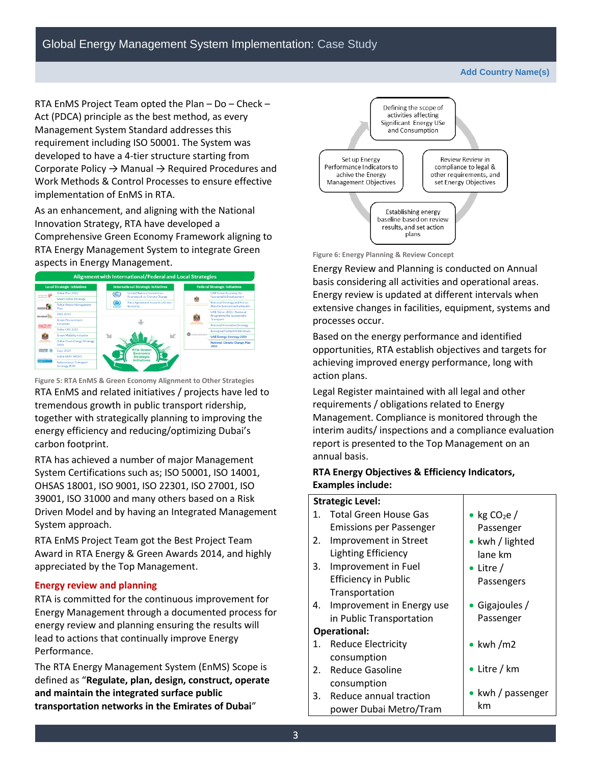RTA EnMS Project Team opted the Plan – Do – Check – Act (PDCA) principle as the best method, as every Management System Standard addresses this requirement including ISO 50001. The System was developed to have a 4-tier structure starting from Corporate Policy → Manual → Required Procedures and Work Methods & Control Processes to ensure effective implementation of EnMS in RTA.

As an enhancement, and aligning with the National Innovation Strategy, RTA have developed a Comprehensive Green Economy Framework aligning to RTA Energy Management System to integrate Green aspects in Energy Management.

Figure 5: RTA EnMS & Green Economy Alignment to Other Strategies

RTA EnMS and related initiatives / projects have led to tremendous growth in public transport ridership, together with strategically planning to improving the energy efficiency and reducing/optimizing Dubai's carbon footprint.

RTA has achieved a number of major Management System Certifications such as; ISO 50001, ISO 14001, OHSAS 18001, ISO 9001, ISO 22301, ISO 27001, ISO 39001, ISO 31000 and many others based on a Risk Driven Model and by having an Integrated Management System approach.

RTA EnMS Project Team got the Best Project Team Award in RTA Energy & Green Awards 2014, and highly appreciated by the Top Management.

## Energy review and planning

RTA is committed for the continuous improvement for Energy Management through a documented process for energy review and planning ensuring the results will lead to actions that continually improve Energy Performance.

The RTA Energy Management System (EnMS) Scope is defined as "**Regulate, plan, design, construct, operate and maintain the integrated surface public transportation networks in the Emirates of Dubai**"

Figure 6: Energy Planning & Review Concept

Energy Review and Planning is conducted on Annual basis considering all activities and operational areas. Energy review is updated at different intervals when extensive changes in facilities, equipment, systems and processes occur.

Based on the energy performance and identified opportunities, RTA establish objectives and targets for achieving improved energy performance, long with action plans.

Legal Register maintained with all legal and other requirements / obligations related to Energy Management. Compliance is monitored through the interim audits/ inspections and a compliance evaluation report is presented to the Top Management on an annual basis.

**RTA Energy Objectives & Efficiency Indicators, Examples include:**

| Objective | Indicator |
|---|---|
| **Strategic Level:** | |
| 1. Total Green House Gas Emissions per Passenger | kg $CO_2e$ / Passenger |
| 2. Improvement in Street Lighting Efficiency | kwh / lighted lane km |
| 3. Improvement in Fuel Efficiency in Public Transportation | Litre / Passengers |
| 4. Improvement in Energy use in Public Transportation | Gigajoules / Passenger |
| **Operational:** | |
| 1. Reduce Electricity consumption | kwh /m2 |
| 2. Reduce Gasoline consumption | Litre / km |
| 3. Reduce annual traction power Dubai Metro/Tram | kwh / passenger km |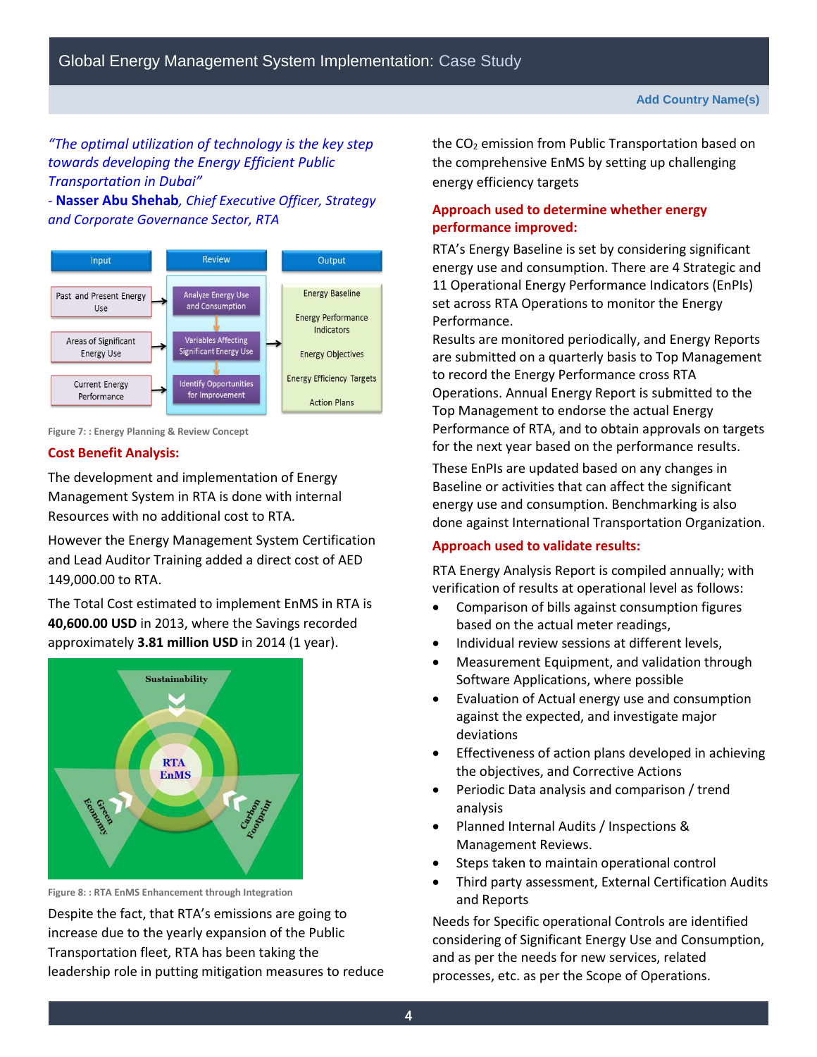*"The optimal utilization of technology is the key step towards developing the Energy Efficient Public Transportation in Dubai"*
*- **Nasser Abu Shehab**, Chief Executive Officer, Strategy and Corporate Governance Sector, RTA*

Figure 7: : Energy Planning & Review Concept

### Cost Benefit Analysis:

The development and implementation of Energy Management System in RTA is done with internal Resources with no additional cost to RTA.

However the Energy Management System Certification and Lead Auditor Training added a direct cost of AED 149,000.00 to RTA.

The Total Cost estimated to implement EnMS in RTA is **40,600.00 USD** in 2013, where the Savings recorded approximately **3.81 million USD** in 2014 (1 year).

Figure 8: : RTA EnMS Enhancement through Integration

Despite the fact, that RTA's emissions are going to increase due to the yearly expansion of the Public Transportation fleet, RTA has been taking the leadership role in putting mitigation measures to reduce the $CO_2$ emission from Public Transportation based on the comprehensive EnMS by setting up challenging energy efficiency targets

### Approach used to determine whether energy performance improved:

RTA's Energy Baseline is set by considering significant energy use and consumption. There are 4 Strategic and 11 Operational Energy Performance Indicators (EnPIs) set across RTA Operations to monitor the Energy Performance.

Results are monitored periodically, and Energy Reports are submitted on a quarterly basis to Top Management to record the Energy Performance cross RTA Operations. Annual Energy Report is submitted to the Top Management to endorse the actual Energy Performance of RTA, and to obtain approvals on targets for the next year based on the performance results.

These EnPIs are updated based on any changes in Baseline or activities that can affect the significant energy use and consumption. Benchmarking is also done against International Transportation Organization.

### Approach used to validate results:

RTA Energy Analysis Report is compiled annually; with verification of results at operational level as follows:

- Comparison of bills against consumption figures based on the actual meter readings,
- Individual review sessions at different levels,
- Measurement Equipment, and validation through Software Applications, where possible
- Evaluation of Actual energy use and consumption against the expected, and investigate major deviations
- Effectiveness of action plans developed in achieving the objectives, and Corrective Actions
- Periodic Data analysis and comparison / trend analysis
- Planned Internal Audits / Inspections & Management Reviews.
- Steps taken to maintain operational control
- Third party assessment, External Certification Audits and Reports

Needs for Specific operational Controls are identified considering of Significant Energy Use and Consumption, and as per the needs for new services, related processes, etc. as per the Scope of Operations.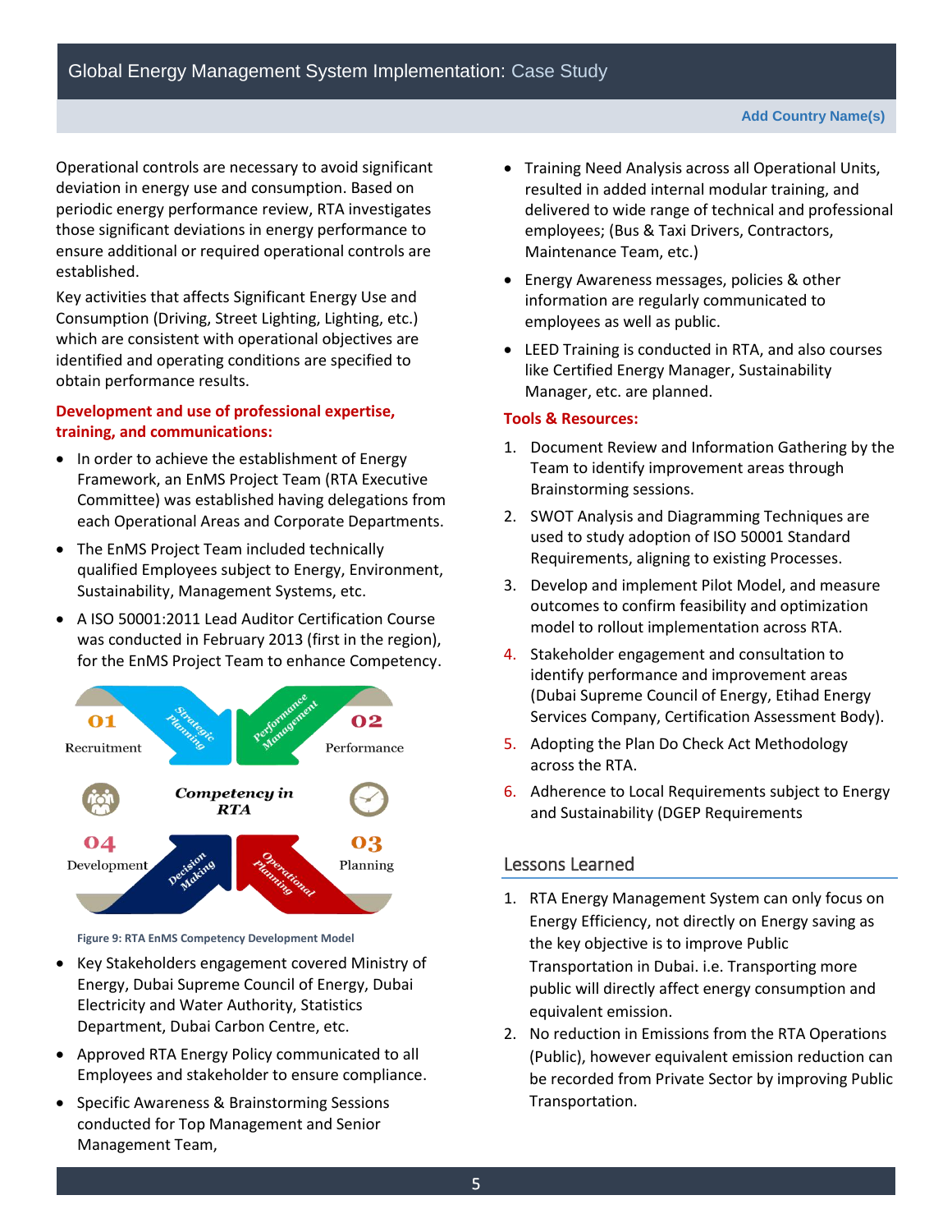Operational controls are necessary to avoid significant deviation in energy use and consumption. Based on periodic energy performance review, RTA investigates those significant deviations in energy performance to ensure additional or required operational controls are established.

Key activities that affects Significant Energy Use and Consumption (Driving, Street Lighting, Lighting, etc.) which are consistent with operational objectives are identified and operating conditions are specified to obtain performance results.

**Development and use of professional expertise, training, and communications:**

- In order to achieve the establishment of Energy Framework, an EnMS Project Team (RTA Executive Committee) was established having delegations from each Operational Areas and Corporate Departments.
- The EnMS Project Team included technically qualified Employees subject to Energy, Environment, Sustainability, Management Systems, etc.
- A ISO 50001:2011 Lead Auditor Certification Course was conducted in February 2013 (first in the region), for the EnMS Project Team to enhance Competency.

01 Recruitment — Strategic Planning
02 Performance — Performance Management
03 Planning — Operational Planning
04 Development — Decision Making
Competency in RTA

Figure 9: RTA EnMS Competency Development Model

- Key Stakeholders engagement covered Ministry of Energy, Dubai Supreme Council of Energy, Dubai Electricity and Water Authority, Statistics Department, Dubai Carbon Centre, etc.
- Approved RTA Energy Policy communicated to all Employees and stakeholder to ensure compliance.
- Specific Awareness & Brainstorming Sessions conducted for Top Management and Senior Management Team,
- Training Need Analysis across all Operational Units, resulted in added internal modular training, and delivered to wide range of technical and professional employees; (Bus & Taxi Drivers, Contractors, Maintenance Team, etc.)
- Energy Awareness messages, policies & other information are regularly communicated to employees as well as public.
- LEED Training is conducted in RTA, and also courses like Certified Energy Manager, Sustainability Manager, etc. are planned.

**Tools & Resources:**

1. Document Review and Information Gathering by the Team to identify improvement areas through Brainstorming sessions.
2. SWOT Analysis and Diagramming Techniques are used to study adoption of ISO 50001 Standard Requirements, aligning to existing Processes.
3. Develop and implement Pilot Model, and measure outcomes to confirm feasibility and optimization model to rollout implementation across RTA.
4. Stakeholder engagement and consultation to identify performance and improvement areas (Dubai Supreme Council of Energy, Etihad Energy Services Company, Certification Assessment Body).
5. Adopting the Plan Do Check Act Methodology across the RTA.
6. Adherence to Local Requirements subject to Energy and Sustainability (DGEP Requirements

## Lessons Learned

1. RTA Energy Management System can only focus on Energy Efficiency, not directly on Energy saving as the key objective is to improve Public Transportation in Dubai. i.e. Transporting more public will directly affect energy consumption and equivalent emission.
2. No reduction in Emissions from the RTA Operations (Public), however equivalent emission reduction can be recorded from Private Sector by improving Public Transportation.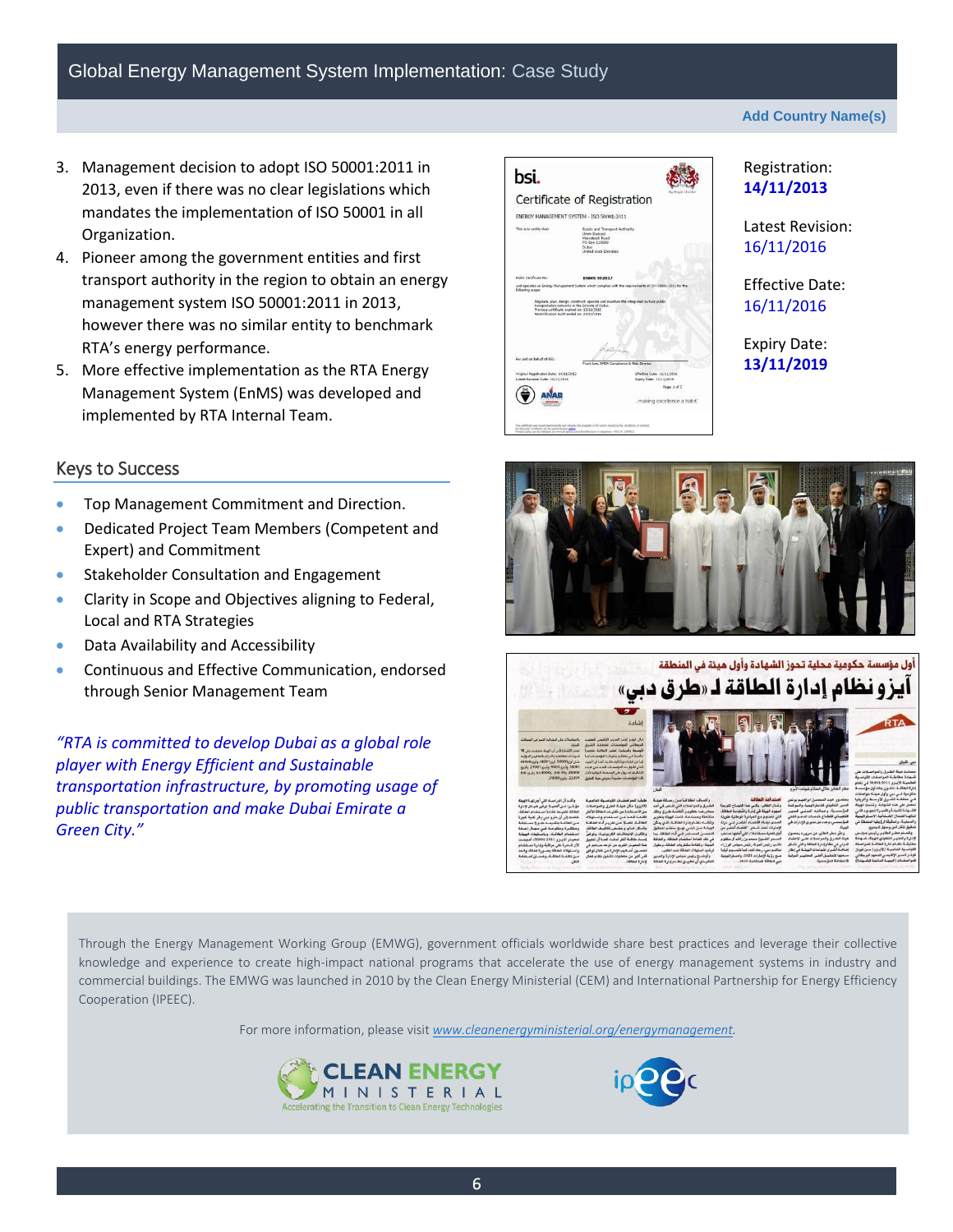Add Country Name(s)

3. Management decision to adopt ISO 50001:2011 in 2013, even if there was no clear legislations which mandates the implementation of ISO 50001 in all Organization.
4. Pioneer among the government entities and first transport authority in the region to obtain an energy management system ISO 50001:2011 in 2013, however there was no similar entity to benchmark RTA's energy performance.
5. More effective implementation as the RTA Energy Management System (EnMS) was developed and implemented by RTA Internal Team.

Registration: **14/11/2013**

Latest Revision: 16/11/2016

Effective Date: 16/11/2016

Expiry Date: **13/11/2019**

## Keys to Success

- Top Management Commitment and Direction.
- Dedicated Project Team Members (Competent and Expert) and Commitment
- Stakeholder Consultation and Engagement
- Clarity in Scope and Objectives aligning to Federal, Local and RTA Strategies
- Data Availability and Accessibility
- Continuous and Effective Communication, endorsed through Senior Management Team

*"RTA is committed to develop Dubai as a global role player with Energy Efficient and Sustainable transportation infrastructure, by promoting usage of public transportation and make Dubai Emirate a Green City."*

Through the Energy Management Working Group (EMWG), government officials worldwide share best practices and leverage their collective knowledge and experience to create high-impact national programs that accelerate the use of energy management systems in industry and commercial buildings. The EMWG was launched in 2010 by the Clean Energy Ministerial (CEM) and International Partnership for Energy Efficiency Cooperation (IPEEC).

For more information, please visit www.cleanenergyministerial.org/energymanagement.